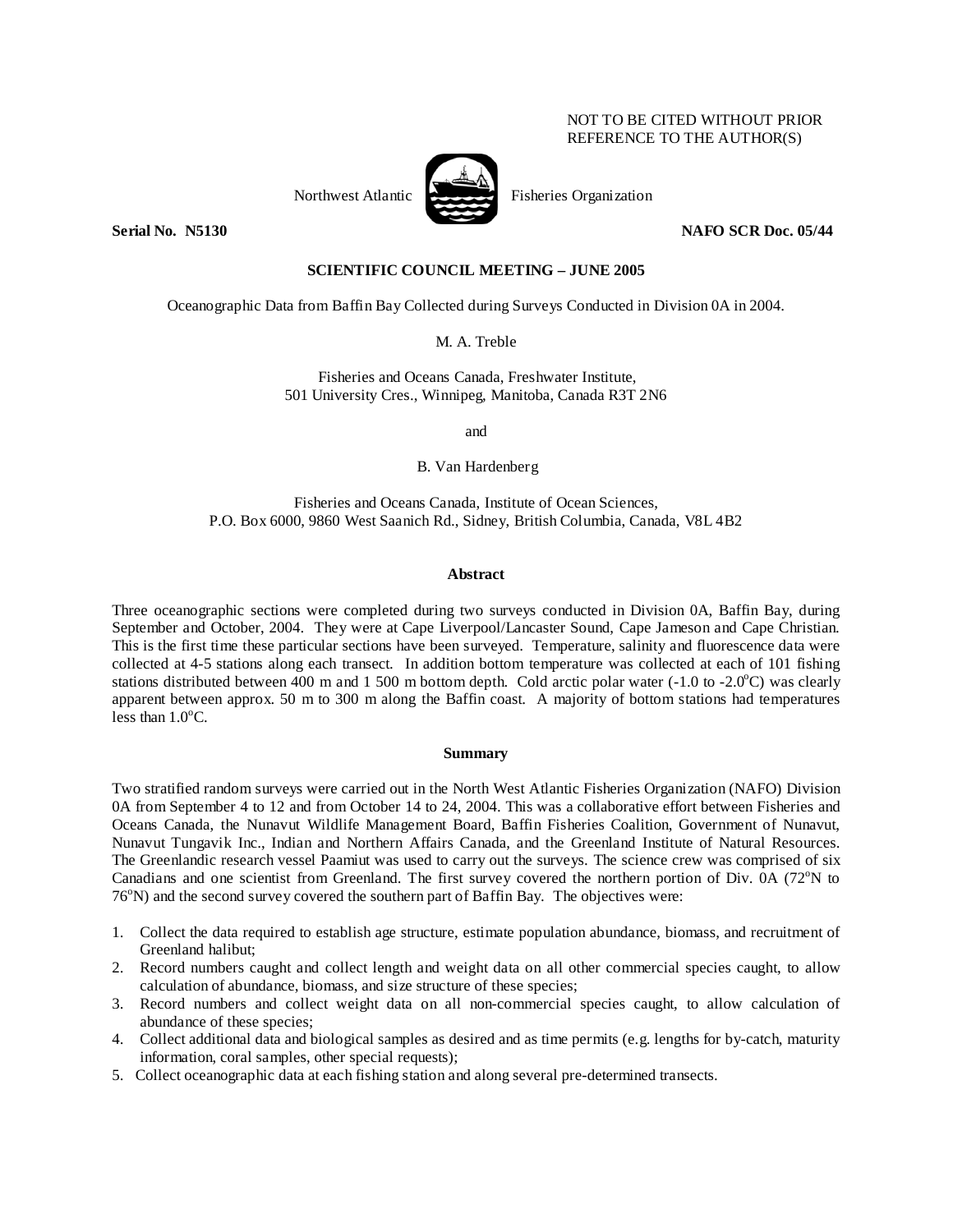NOT TO BE CITED WITHOUT PRIOR REFERENCE TO THE AUTHOR(S)

Northwest Atlantic Fisheries Organization

**Serial No. N5130** **NAFO SCR Doc. 05/44**

**SCIENTIFIC COUNCIL MEETING – JUNE 2005**

Oceanographic Data from Baffin Bay Collected during Surveys Conducted in Division 0A in 2004.

M. A. Treble

Fisheries and Oceans Canada, Freshwater Institute,
501 University Cres., Winnipeg, Manitoba, Canada R3T 2N6

and

B. Van Hardenberg

Fisheries and Oceans Canada, Institute of Ocean Sciences,
P.O. Box 6000, 9860 West Saanich Rd., Sidney, British Columbia, Canada, V8L 4B2

## Abstract

Three oceanographic sections were completed during two surveys conducted in Division 0A, Baffin Bay, during September and October, 2004. They were at Cape Liverpool/Lancaster Sound, Cape Jameson and Cape Christian. This is the first time these particular sections have been surveyed. Temperature, salinity and fluorescence data were collected at 4-5 stations along each transect. In addition bottom temperature was collected at each of 101 fishing stations distributed between 400 m and 1 500 m bottom depth. Cold arctic polar water (-1.0 to -2.0°C) was clearly apparent between approx. 50 m to 300 m along the Baffin coast. A majority of bottom stations had temperatures less than 1.0°C.

## Summary

Two stratified random surveys were carried out in the North West Atlantic Fisheries Organization (NAFO) Division 0A from September 4 to 12 and from October 14 to 24, 2004. This was a collaborative effort between Fisheries and Oceans Canada, the Nunavut Wildlife Management Board, Baffin Fisheries Coalition, Government of Nunavut, Nunavut Tungavik Inc., Indian and Northern Affairs Canada, and the Greenland Institute of Natural Resources. The Greenlandic research vessel Paamiut was used to carry out the surveys. The science crew was comprised of six Canadians and one scientist from Greenland. The first survey covered the northern portion of Div. 0A (72°N to 76°N) and the second survey covered the southern part of Baffin Bay. The objectives were:

1. Collect the data required to establish age structure, estimate population abundance, biomass, and recruitment of Greenland halibut;
2. Record numbers caught and collect length and weight data on all other commercial species caught, to allow calculation of abundance, biomass, and size structure of these species;
3. Record numbers and collect weight data on all non-commercial species caught, to allow calculation of abundance of these species;
4. Collect additional data and biological samples as desired and as time permits (e.g. lengths for by-catch, maturity information, coral samples, other special requests);
5. Collect oceanographic data at each fishing station and along several pre-determined transects.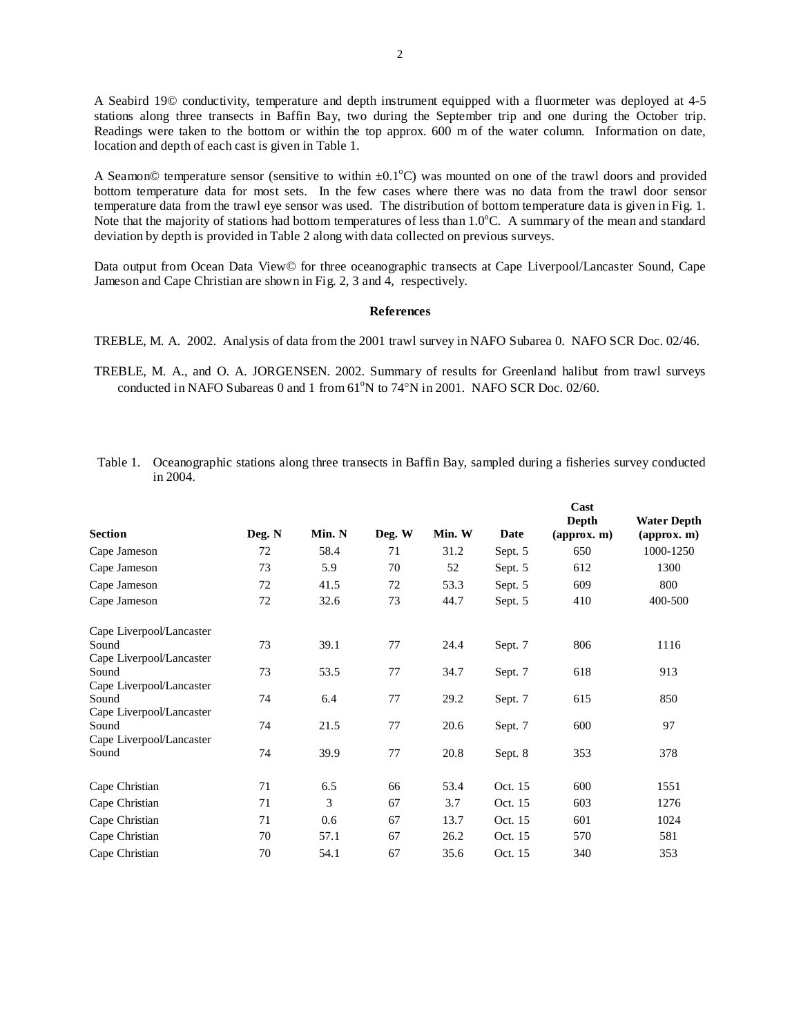A Seabird 19© conductivity, temperature and depth instrument equipped with a fluormeter was deployed at 4-5 stations along three transects in Baffin Bay, two during the September trip and one during the October trip. Readings were taken to the bottom or within the top approx. 600 m of the water column. Information on date, location and depth of each cast is given in Table 1.

A Seamon© temperature sensor (sensitive to within ±0.1°C) was mounted on one of the trawl doors and provided bottom temperature data for most sets. In the few cases where there was no data from the trawl door sensor temperature data from the trawl eye sensor was used. The distribution of bottom temperature data is given in Fig. 1. Note that the majority of stations had bottom temperatures of less than 1.0°C. A summary of the mean and standard deviation by depth is provided in Table 2 along with data collected on previous surveys.

Data output from Ocean Data View© for three oceanographic transects at Cape Liverpool/Lancaster Sound, Cape Jameson and Cape Christian are shown in Fig. 2, 3 and 4, respectively.

## References

TREBLE, M. A. 2002. Analysis of data from the 2001 trawl survey in NAFO Subarea 0. NAFO SCR Doc. 02/46.

TREBLE, M. A., and O. A. JORGENSEN. 2002. Summary of results for Greenland halibut from trawl surveys conducted in NAFO Subareas 0 and 1 from 61°N to 74°N in 2001. NAFO SCR Doc. 02/60.

Table 1. Oceanographic stations along three transects in Baffin Bay, sampled during a fisheries survey conducted in 2004.

| Section | Deg. N | Min. N | Deg. W | Min. W | Date | Cast Depth (approx. m) | Water Depth (approx. m) |
|---|---|---|---|---|---|---|---|
| Cape Jameson | 72 | 58.4 | 71 | 31.2 | Sept. 5 | 650 | 1000-1250 |
| Cape Jameson | 73 | 5.9 | 70 | 52 | Sept. 5 | 612 | 1300 |
| Cape Jameson | 72 | 41.5 | 72 | 53.3 | Sept. 5 | 609 | 800 |
| Cape Jameson | 72 | 32.6 | 73 | 44.7 | Sept. 5 | 410 | 400-500 |
| Cape Liverpool/Lancaster Sound | 73 | 39.1 | 77 | 24.4 | Sept. 7 | 806 | 1116 |
| Cape Liverpool/Lancaster Sound | 73 | 53.5 | 77 | 34.7 | Sept. 7 | 618 | 913 |
| Cape Liverpool/Lancaster Sound | 74 | 6.4 | 77 | 29.2 | Sept. 7 | 615 | 850 |
| Cape Liverpool/Lancaster Sound | 74 | 21.5 | 77 | 20.6 | Sept. 7 | 600 | 97 |
| Cape Liverpool/Lancaster Sound | 74 | 39.9 | 77 | 20.8 | Sept. 8 | 353 | 378 |
| Cape Christian | 71 | 6.5 | 66 | 53.4 | Oct. 15 | 600 | 1551 |
| Cape Christian | 71 | 3 | 67 | 3.7 | Oct. 15 | 603 | 1276 |
| Cape Christian | 71 | 0.6 | 67 | 13.7 | Oct. 15 | 601 | 1024 |
| Cape Christian | 70 | 57.1 | 67 | 26.2 | Oct. 15 | 570 | 581 |
| Cape Christian | 70 | 54.1 | 67 | 35.6 | Oct. 15 | 340 | 353 |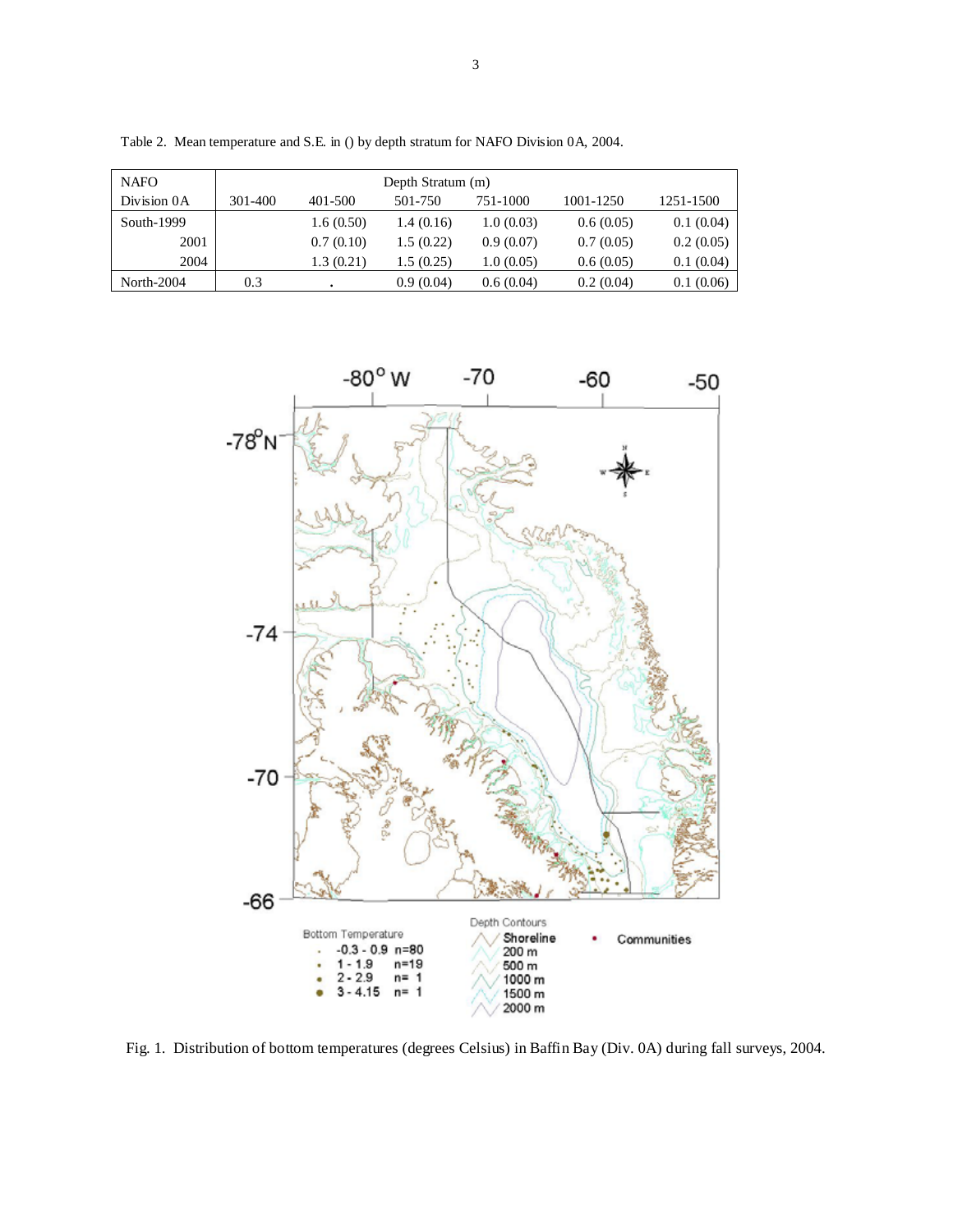Table 2. Mean temperature and S.E. in () by depth stratum for NAFO Division 0A, 2004.

| NAFO Division 0A | Depth Stratum (m) | | | | | |
|---|---|---|---|---|---|---|
| | 301-400 | 401-500 | 501-750 | 751-1000 | 1001-1250 | 1251-1500 |
| South-1999 | | 1.6 (0.50) | 1.4 (0.16) | 1.0 (0.03) | 0.6 (0.05) | 0.1 (0.04) |
| 2001 | | 0.7 (0.10) | 1.5 (0.22) | 0.9 (0.07) | 0.7 (0.05) | 0.2 (0.05) |
| 2004 | | 1.3 (0.21) | 1.5 (0.25) | 1.0 (0.05) | 0.6 (0.05) | 0.1 (0.04) |
| North-2004 | 0.3 | . | 0.9 (0.04) | 0.6 (0.04) | 0.2 (0.04) | 0.1 (0.06) |

Fig. 1. Distribution of bottom temperatures (degrees Celsius) in Baffin Bay (Div. 0A) during fall surveys, 2004.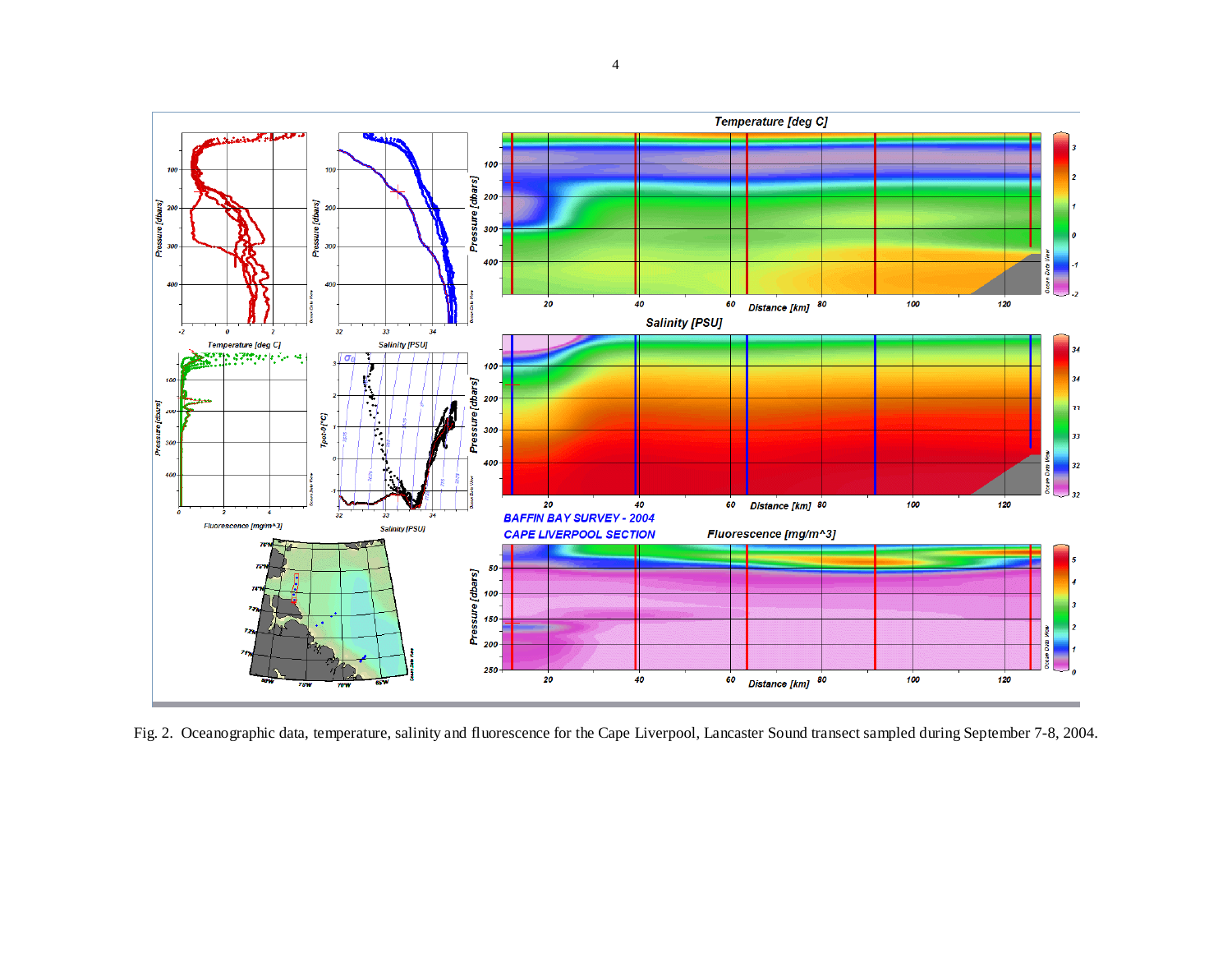Fig. 2. Oceanographic data, temperature, salinity and fluorescence for the Cape Liverpool, Lancaster Sound transect sampled during September 7-8, 2004.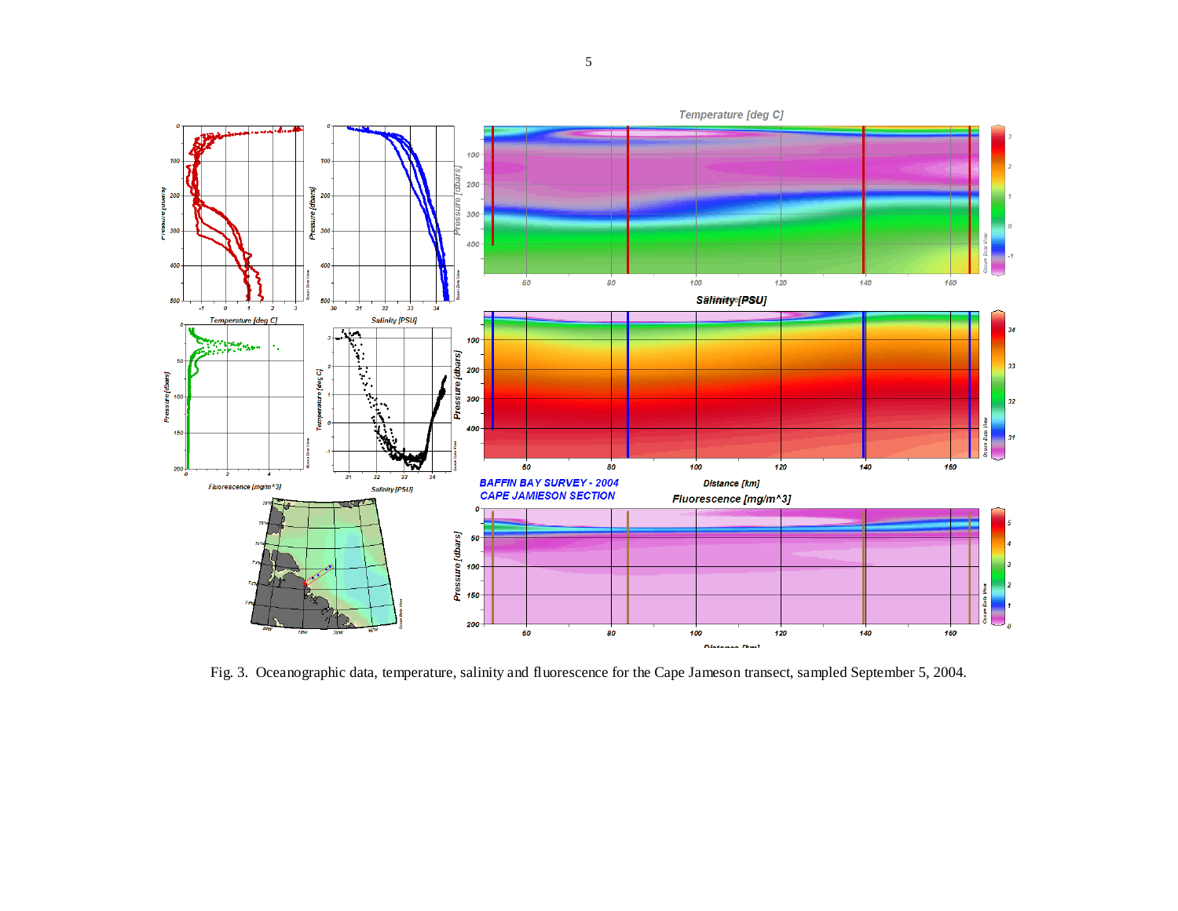Fig. 3. Oceanographic data, temperature, salinity and fluorescence for the Cape Jameson transect, sampled September 5, 2004.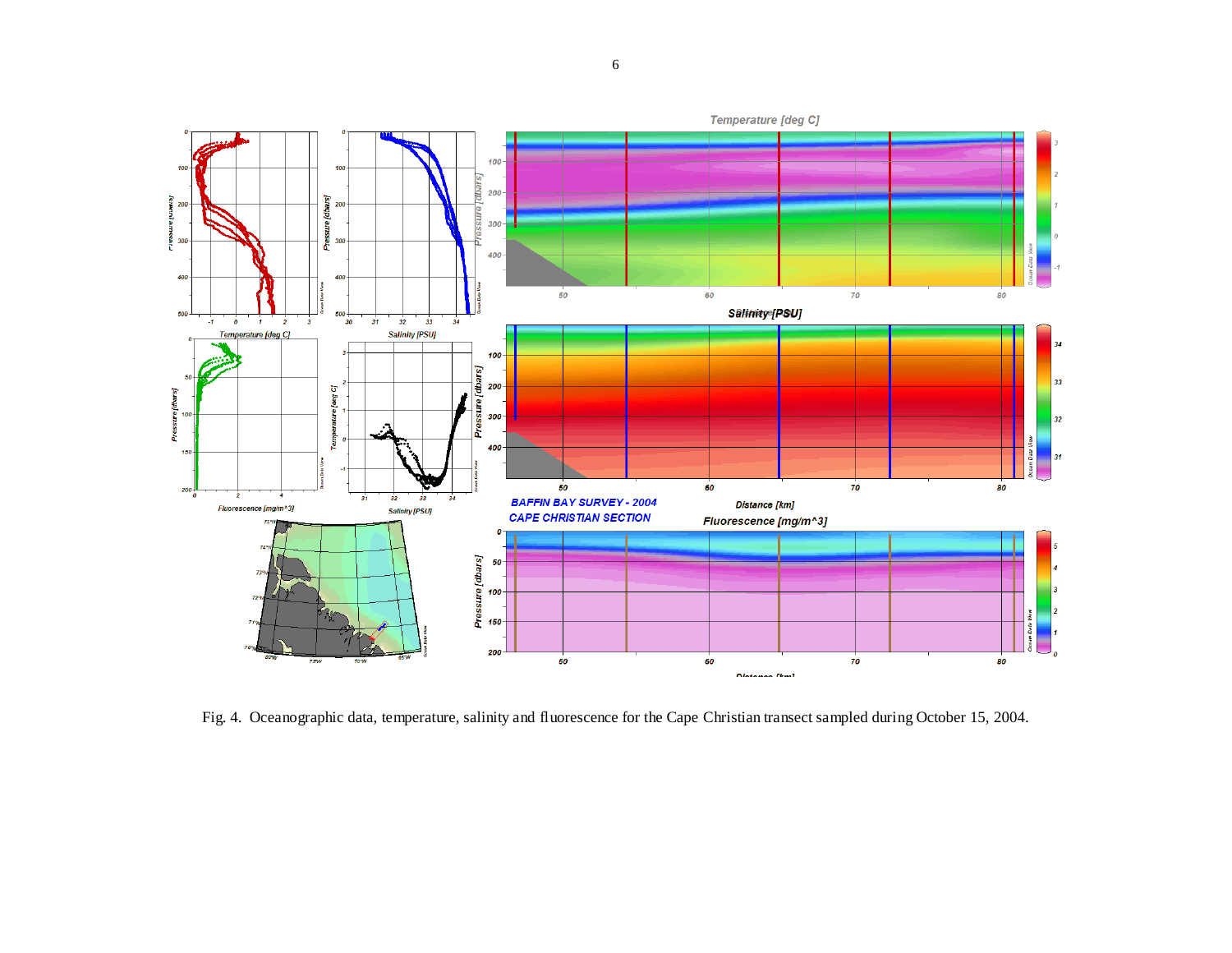Temperature [deg C]

Salinity [PSU]

BAFFIN BAY SURVEY - 2004

CAPE CHRISTIAN SECTION

Distance [km]

Fluorescence [mg/m^3]

Fig. 4. Oceanographic data, temperature, salinity and fluorescence for the Cape Christian transect sampled during October 15, 2004.